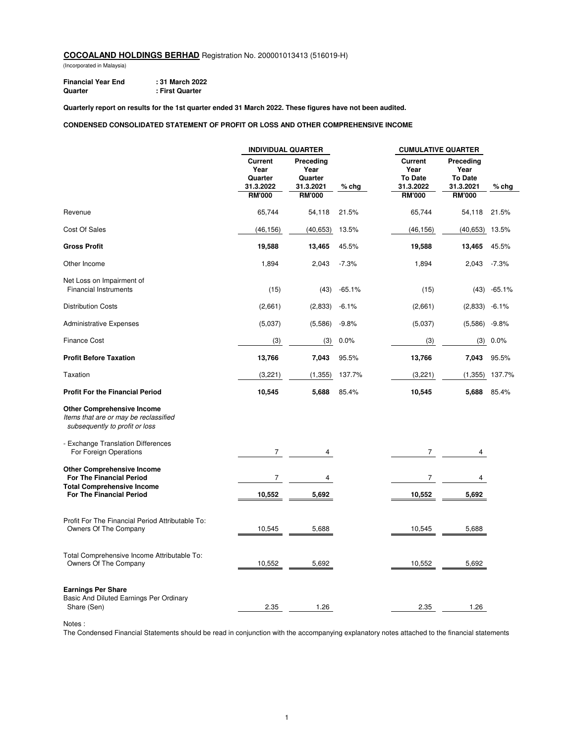**COCOALAND HOLDINGS BERHAD** Registration No. 200001013413 (516019-H)

(Incorporated in Malaysia)

**Financial Year End** : **31 March 2022**
**Quarter** : **First Quarter**

**Quarterly report on results for the 1st quarter ended 31 March 2022. These figures have not been audited.**

**CONDENSED CONSOLIDATED STATEMENT OF PROFIT OR LOSS AND OTHER COMPREHENSIVE INCOME**

| | INDIVIDUAL QUARTER | | | CUMULATIVE QUARTER | | |
|---|---|---|---|---|---|---|
| | Current Year Quarter 31.3.2022 RM'000 | Preceding Year Quarter 31.3.2021 RM'000 | % chg | Current Year To Date 31.3.2022 RM'000 | Preceding Year To Date 31.3.2021 RM'000 | % chg |
| Revenue | 65,744 | 54,118 | 21.5% | 65,744 | 54,118 | 21.5% |
| Cost Of Sales | (46,156) | (40,653) | 13.5% | (46,156) | (40,653) | 13.5% |
| **Gross Profit** | **19,588** | **13,465** | 45.5% | **19,588** | **13,465** | 45.5% |
| Other Income | 1,894 | 2,043 | -7.3% | 1,894 | 2,043 | -7.3% |
| Net Loss on Impairment of Financial Instruments | (15) | (43) | -65.1% | (15) | (43) | -65.1% |
| Distribution Costs | (2,661) | (2,833) | -6.1% | (2,661) | (2,833) | -6.1% |
| Administrative Expenses | (5,037) | (5,586) | -9.8% | (5,037) | (5,586) | -9.8% |
| Finance Cost | (3) | (3) | 0.0% | (3) | (3) | 0.0% |
| **Profit Before Taxation** | **13,766** | **7,043** | 95.5% | **13,766** | **7,043** | 95.5% |
| Taxation | (3,221) | (1,355) | 137.7% | (3,221) | (1,355) | 137.7% |
| **Profit For the Financial Period** | **10,545** | **5,688** | 85.4% | **10,545** | **5,688** | 85.4% |
| **Other Comprehensive Income** *Items that are or may be reclassified subsequently to profit or loss* | | | | | | |
| - Exchange Translation Differences For Foreign Operations | 7 | 4 | | 7 | 4 | |
| **Other Comprehensive Income For The Financial Period** | 7 | 4 | | 7 | 4 | |
| **Total Comprehensive Income For The Financial Period** | **10,552** | **5,692** | | **10,552** | **5,692** | |
| Profit For The Financial Period Attributable To: Owners Of The Company | 10,545 | 5,688 | | 10,545 | 5,688 | |
| Total Comprehensive Income Attributable To: Owners Of The Company | 10,552 | 5,692 | | 10,552 | 5,692 | |
| **Earnings Per Share** Basic And Diluted Earnings Per Ordinary Share (Sen) | 2.35 | 1.26 | | 2.35 | 1.26 | |

Notes :
The Condensed Financial Statements should be read in conjunction with the accompanying explanatory notes attached to the financial statements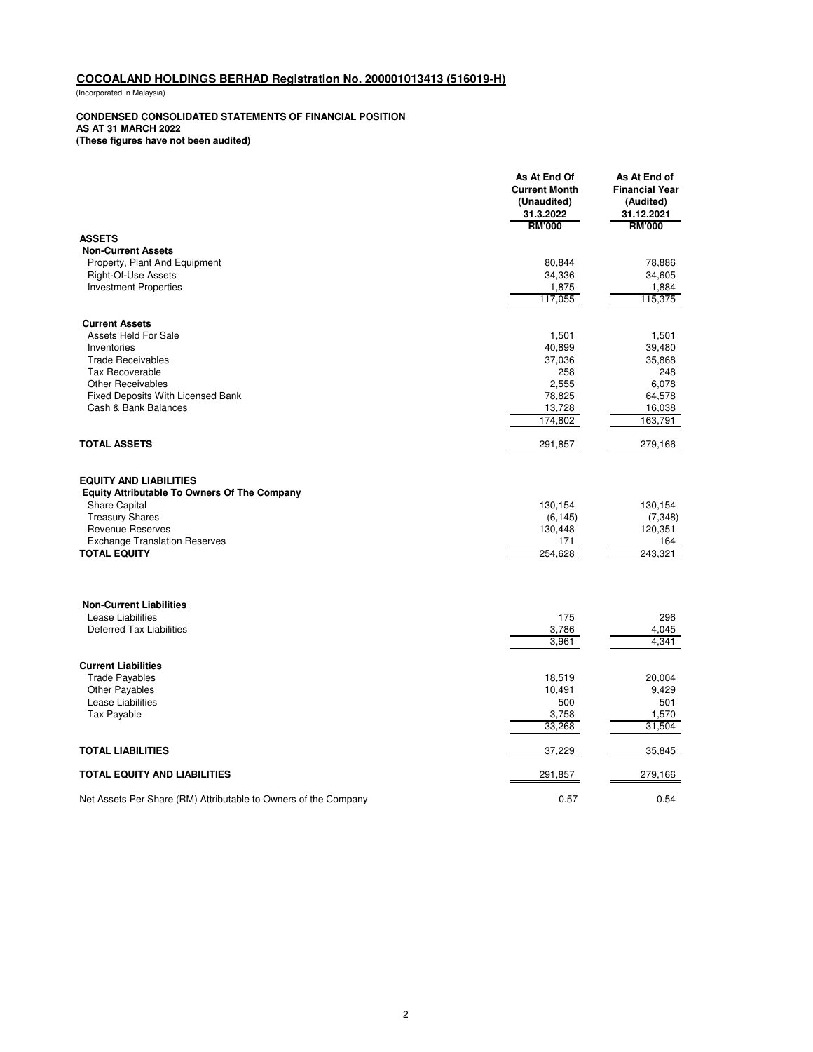**COCOALAND HOLDINGS BERHAD Registration No. 200001013413 (516019-H)**

(Incorporated in Malaysia)

**CONDENSED CONSOLIDATED STATEMENTS OF FINANCIAL POSITION**
**AS AT 31 MARCH 2022**
**(These figures have not been audited)**

| | As At End Of Current Month (Unaudited) 31.3.2022 RM'000 | As At End of Financial Year (Audited) 31.12.2021 RM'000 |
|---|---|---|
| **ASSETS** | | |
| **Non-Current Assets** | | |
| Property, Plant And Equipment | 80,844 | 78,886 |
| Right-Of-Use Assets | 34,336 | 34,605 |
| Investment Properties | 1,875 | 1,884 |
| | 117,055 | 115,375 |
| **Current Assets** | | |
| Assets Held For Sale | 1,501 | 1,501 |
| Inventories | 40,899 | 39,480 |
| Trade Receivables | 37,036 | 35,868 |
| Tax Recoverable | 258 | 248 |
| Other Receivables | 2,555 | 6,078 |
| Fixed Deposits With Licensed Bank | 78,825 | 64,578 |
| Cash & Bank Balances | 13,728 | 16,038 |
| | 174,802 | 163,791 |
| **TOTAL ASSETS** | 291,857 | 279,166 |
| **EQUITY AND LIABILITIES** | | |
| **Equity Attributable To Owners Of The Company** | | |
| Share Capital | 130,154 | 130,154 |
| Treasury Shares | (6,145) | (7,348) |
| Revenue Reserves | 130,448 | 120,351 |
| Exchange Translation Reserves | 171 | 164 |
| **TOTAL EQUITY** | 254,628 | 243,321 |
| **Non-Current Liabilities** | | |
| Lease Liabilities | 175 | 296 |
| Deferred Tax Liabilities | 3,786 | 4,045 |
| | 3,961 | 4,341 |
| **Current Liabilities** | | |
| Trade Payables | 18,519 | 20,004 |
| Other Payables | 10,491 | 9,429 |
| Lease Liabilities | 500 | 501 |
| Tax Payable | 3,758 | 1,570 |
| | 33,268 | 31,504 |
| **TOTAL LIABILITIES** | 37,229 | 35,845 |
| **TOTAL EQUITY AND LIABILITIES** | 291,857 | 279,166 |
| Net Assets Per Share (RM) Attributable to Owners of the Company | 0.57 | 0.54 |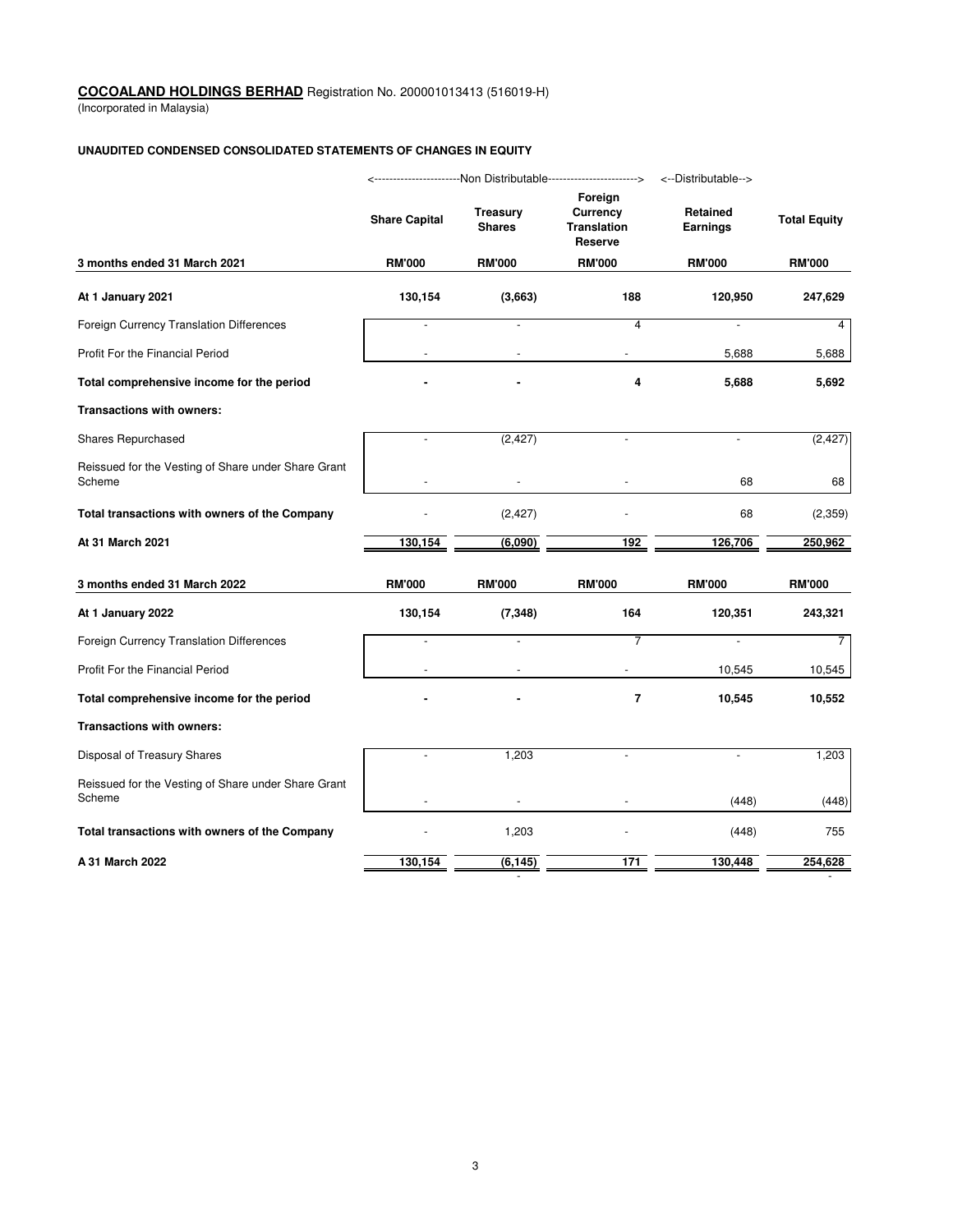**COCOALAND HOLDINGS BERHAD** Registration No. 200001013413 (516019-H)
(Incorporated in Malaysia)

**UNAUDITED CONDENSED CONSOLIDATED STATEMENTS OF CHANGES IN EQUITY**

| | <----------Non Distributable----------> | | | <--Distributable--> | |
|---|---|---|---|---|---|
| | **Share Capital** | **Treasury Shares** | **Foreign Currency Translation Reserve** | **Retained Earnings** | **Total Equity** |
| **3 months ended 31 March 2021** | **RM'000** | **RM'000** | **RM'000** | **RM'000** | **RM'000** |
| **At 1 January 2021** | **130,154** | **(3,663)** | **188** | **120,950** | **247,629** |
| Foreign Currency Translation Differences | - | - | 4 | - | 4 |
| Profit For the Financial Period | - | - | - | 5,688 | 5,688 |
| **Total comprehensive income for the period** | **-** | **-** | **4** | **5,688** | **5,692** |
| **Transactions with owners:** | | | | | |
| Shares Repurchased | - | (2,427) | - | - | (2,427) |
| Reissued for the Vesting of Share under Share Grant Scheme | - | - | - | 68 | 68 |
| **Total transactions with owners of the Company** | - | (2,427) | - | 68 | (2,359) |
| **At 31 March 2021** | 130,154 | (6,090) | 192 | 126,706 | 250,962 |
| **3 months ended 31 March 2022** | **RM'000** | **RM'000** | **RM'000** | **RM'000** | **RM'000** |
| **At 1 January 2022** | **130,154** | **(7,348)** | **164** | **120,351** | **243,321** |
| Foreign Currency Translation Differences | - | - | 7 | - | 7 |
| Profit For the Financial Period | - | - | - | 10,545 | 10,545 |
| **Total comprehensive income for the period** | **-** | **-** | **7** | **10,545** | **10,552** |
| **Transactions with owners:** | | | | | |
| Disposal of Treasury Shares | - | 1,203 | - | - | 1,203 |
| Reissued for the Vesting of Share under Share Grant Scheme | - | - | - | (448) | (448) |
| **Total transactions with owners of the Company** | - | 1,203 | - | (448) | 755 |
| **A 31 March 2022** | 130,154 | (6,145) | 171 | 130,448 | 254,628 |
| | | - | | | - |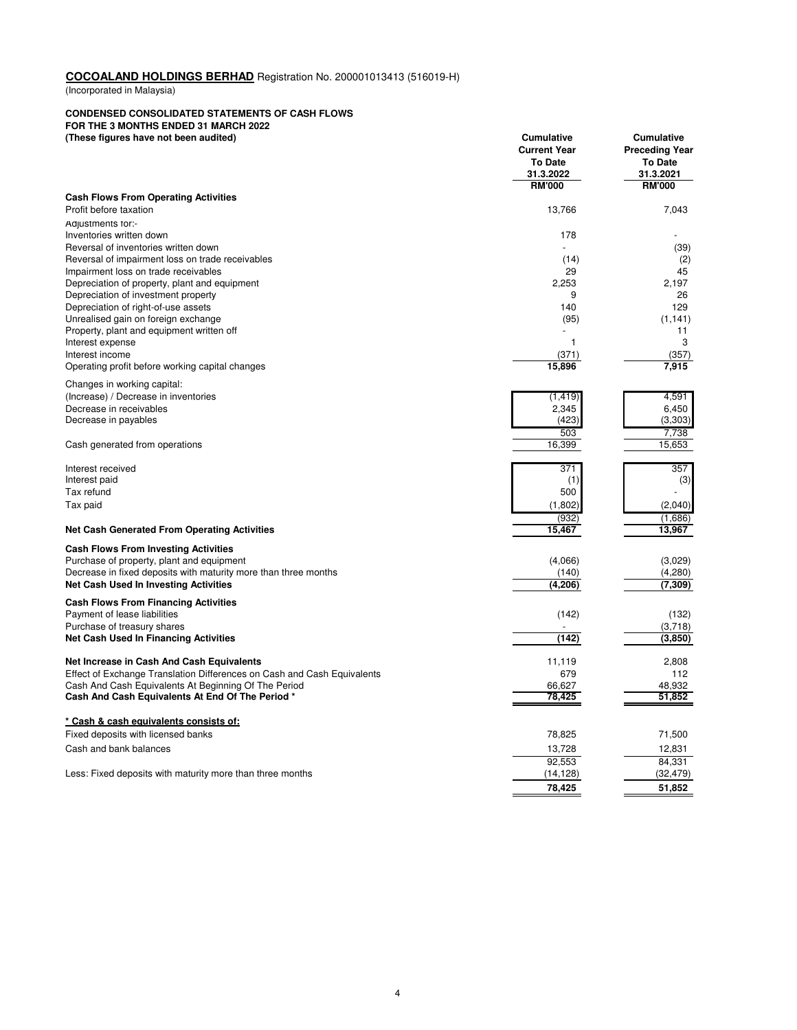**COCOALAND HOLDINGS BERHAD** Registration No. 200001013413 (516019-H)
(Incorporated in Malaysia)

**CONDENSED CONSOLIDATED STATEMENTS OF CASH FLOWS**
**FOR THE 3 MONTHS ENDED 31 MARCH 2022**
**(These figures have not been audited)**

| | Cumulative Current Year To Date 31.3.2022 | Cumulative Preceding Year To Date 31.3.2021 |
|---|---|---|
| | RM'000 | RM'000 |
| **Cash Flows From Operating Activities** | | |
| Profit before taxation | 13,766 | 7,043 |
| Adjustments for:- | | |
| Inventories written down | 178 | - |
| Reversal of inventories written down | - | (39) |
| Reversal of impairment loss on trade receivables | (14) | (2) |
| Impairment loss on trade receivables | 29 | 45 |
| Depreciation of property, plant and equipment | 2,253 | 2,197 |
| Depreciation of investment property | 9 | 26 |
| Depreciation of right-of-use assets | 140 | 129 |
| Unrealised gain on foreign exchange | (95) | (1,141) |
| Property, plant and equipment written off | - | 11 |
| Interest expense | 1 | 3 |
| Interest income | (371) | (357) |
| Operating profit before working capital changes | 15,896 | 7,915 |
| Changes in working capital: | | |
| (Increase) / Decrease in inventories | (1,419) | 4,591 |
| Decrease in receivables | 2,345 | 6,450 |
| Decrease in payables | (423) | (3,303) |
| | 503 | 7,738 |
| Cash generated from operations | 16,399 | 15,653 |
| Interest received | 371 | 357 |
| Interest paid | (1) | (3) |
| Tax refund | 500 | - |
| Tax paid | (1,802) | (2,040) |
| | (932) | (1,686) |
| **Net Cash Generated From Operating Activities** | 15,467 | 13,967 |
| **Cash Flows From Investing Activities** | | |
| Purchase of property, plant and equipment | (4,066) | (3,029) |
| Decrease in fixed deposits with maturity more than three months | (140) | (4,280) |
| **Net Cash Used In Investing Activities** | (4,206) | (7,309) |
| **Cash Flows From Financing Activities** | | |
| Payment of lease liabilities | (142) | (132) |
| Purchase of treasury shares | - | (3,718) |
| **Net Cash Used In Financing Activities** | (142) | (3,850) |
| **Net Increase in Cash And Cash Equivalents** | 11,119 | 2,808 |
| Effect of Exchange Translation Differences on Cash and Cash Equivalents | 679 | 112 |
| Cash And Cash Equivalents At Beginning Of The Period | 66,627 | 48,932 |
| **Cash And Cash Equivalents At End Of The Period *** | 78,425 | 51,852 |
| **\* Cash & cash equivalents consists of:** | | |
| Fixed deposits with licensed banks | 78,825 | 71,500 |
| Cash and bank balances | 13,728 | 12,831 |
| | 92,553 | 84,331 |
| Less: Fixed deposits with maturity more than three months | (14,128) | (32,479) |
| | 78,425 | 51,852 |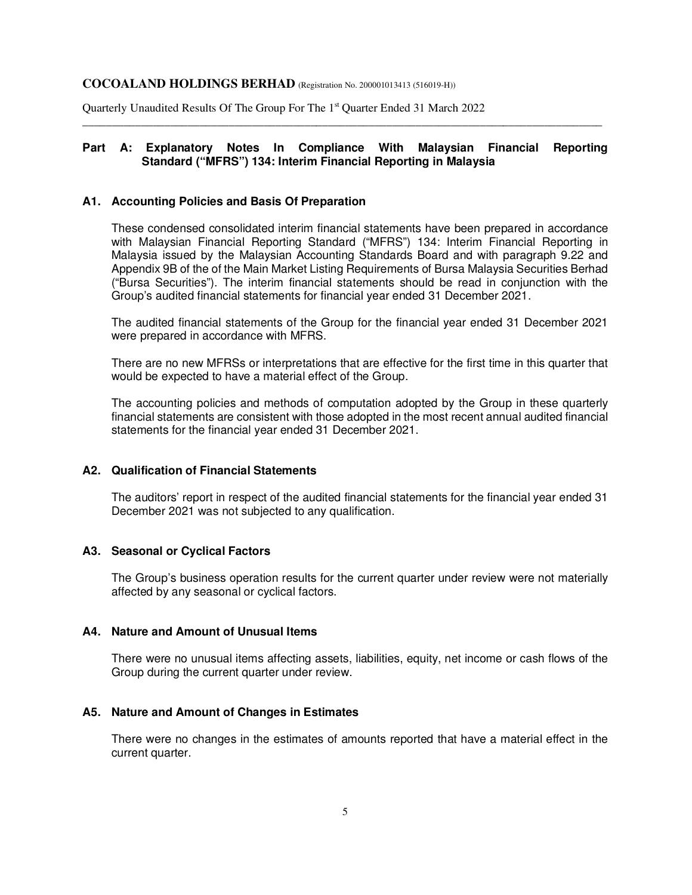## Part A: Explanatory Notes In Compliance With Malaysian Financial Reporting Standard ("MFRS") 134: Interim Financial Reporting in Malaysia

### A1. Accounting Policies and Basis Of Preparation

These condensed consolidated interim financial statements have been prepared in accordance with Malaysian Financial Reporting Standard ("MFRS") 134: Interim Financial Reporting in Malaysia issued by the Malaysian Accounting Standards Board and with paragraph 9.22 and Appendix 9B of the of the Main Market Listing Requirements of Bursa Malaysia Securities Berhad ("Bursa Securities"). The interim financial statements should be read in conjunction with the Group's audited financial statements for financial year ended 31 December 2021.

The audited financial statements of the Group for the financial year ended 31 December 2021 were prepared in accordance with MFRS.

There are no new MFRSs or interpretations that are effective for the first time in this quarter that would be expected to have a material effect of the Group.

The accounting policies and methods of computation adopted by the Group in these quarterly financial statements are consistent with those adopted in the most recent annual audited financial statements for the financial year ended 31 December 2021.

### A2. Qualification of Financial Statements

The auditors' report in respect of the audited financial statements for the financial year ended 31 December 2021 was not subjected to any qualification.

### A3. Seasonal or Cyclical Factors

The Group's business operation results for the current quarter under review were not materially affected by any seasonal or cyclical factors.

### A4. Nature and Amount of Unusual Items

There were no unusual items affecting assets, liabilities, equity, net income or cash flows of the Group during the current quarter under review.

### A5. Nature and Amount of Changes in Estimates

There were no changes in the estimates of amounts reported that have a material effect in the current quarter.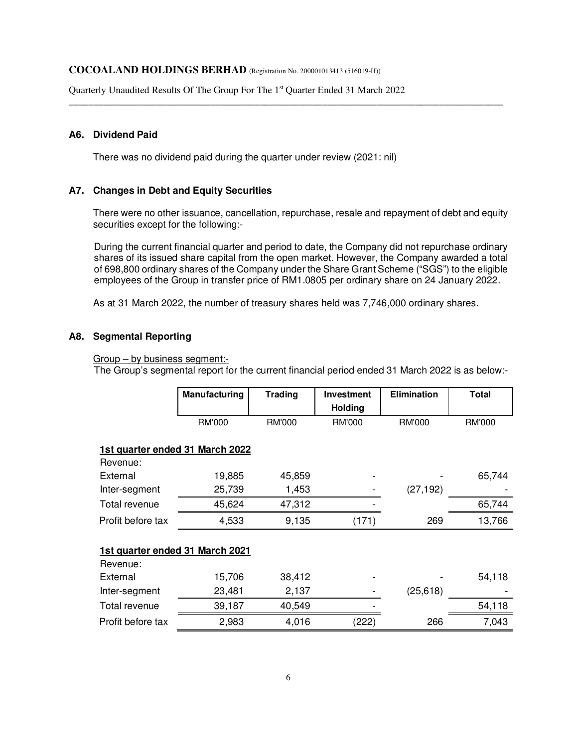### A6. Dividend Paid

There was no dividend paid during the quarter under review (2021: nil)

### A7. Changes in Debt and Equity Securities

There were no other issuance, cancellation, repurchase, resale and repayment of debt and equity securities except for the following:-

During the current financial quarter and period to date, the Company did not repurchase ordinary shares of its issued share capital from the open market. However, the Company awarded a total of 698,800 ordinary shares of the Company under the Share Grant Scheme ("SGS") to the eligible employees of the Group in transfer price of RM1.0805 per ordinary share on 24 January 2022.

As at 31 March 2022, the number of treasury shares held was 7,746,000 ordinary shares.

### A8. Segmental Reporting

Group – by business segment:-

The Group's segmental report for the current financial period ended 31 March 2022 is as below:-

| | Manufacturing | Trading | Investment Holding | Elimination | Total |
|---|---|---|---|---|---|
| | RM'000 | RM'000 | RM'000 | RM'000 | RM'000 |
| **1st quarter ended 31 March 2022** | | | | | |
| Revenue: | | | | | |
| External | 19,885 | 45,859 | - | - | 65,744 |
| Inter-segment | 25,739 | 1,453 | - | (27,192) | - |
| Total revenue | 45,624 | 47,312 | - | | 65,744 |
| Profit before tax | 4,533 | 9,135 | (171) | 269 | 13,766 |
| **1st quarter ended 31 March 2021** | | | | | |
| Revenue: | | | | | |
| External | 15,706 | 38,412 | - | - | 54,118 |
| Inter-segment | 23,481 | 2,137 | - | (25,618) | - |
| Total revenue | 39,187 | 40,549 | - | | 54,118 |
| Profit before tax | 2,983 | 4,016 | (222) | 266 | 7,043 |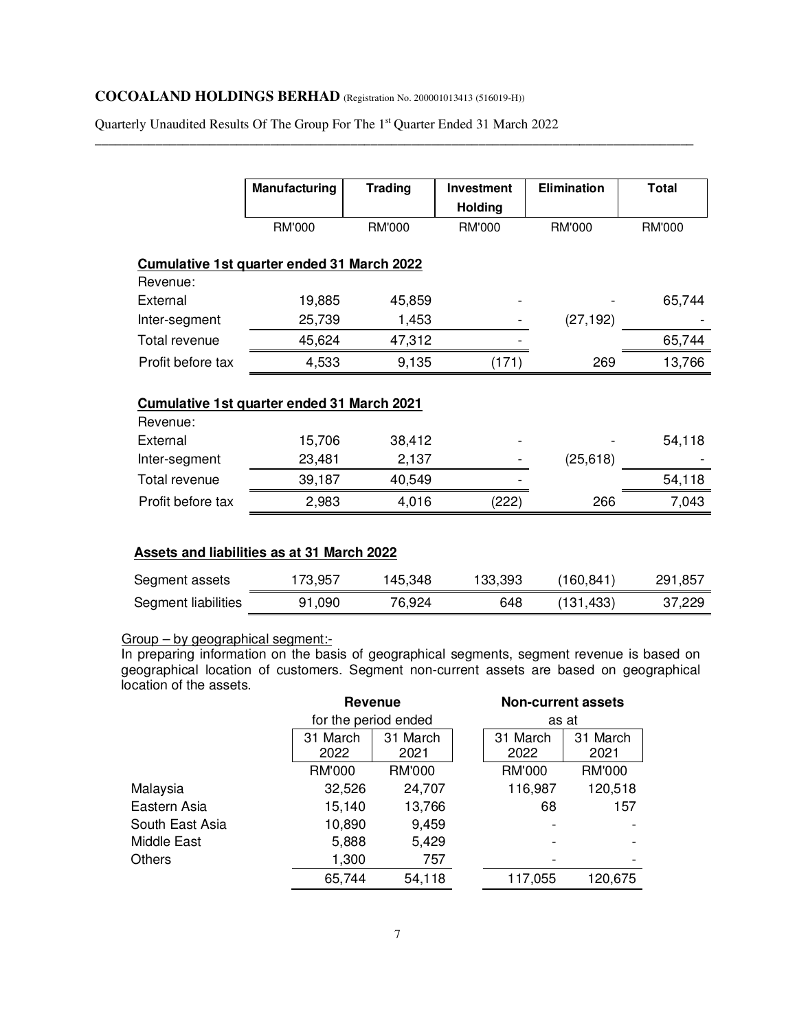| | Manufacturing | Trading | Investment Holding | Elimination | Total |
|---|---|---|---|---|---|
| | RM'000 | RM'000 | RM'000 | RM'000 | RM'000 |
| **Cumulative 1st quarter ended 31 March 2022** | | | | | |
| Revenue: | | | | | |
| External | 19,885 | 45,859 | - | - | 65,744 |
| Inter-segment | 25,739 | 1,453 | - | (27,192) | - |
| Total revenue | 45,624 | 47,312 | - | | 65,744 |
| Profit before tax | 4,533 | 9,135 | (171) | 269 | 13,766 |
| **Cumulative 1st quarter ended 31 March 2021** | | | | | |
| Revenue: | | | | | |
| External | 15,706 | 38,412 | - | - | 54,118 |
| Inter-segment | 23,481 | 2,137 | - | (25,618) | - |
| Total revenue | 39,187 | 40,549 | - | | 54,118 |
| Profit before tax | 2,983 | 4,016 | (222) | 266 | 7,043 |
| **Assets and liabilities as at 31 March 2022** | | | | | |
| Segment assets | 173,957 | 145,348 | 133,393 | (160,841) | 291,857 |
| Segment liabilities | 91,090 | 76,924 | 648 | (131,433) | 37,229 |

Group – by geographical segment:-

In preparing information on the basis of geographical segments, segment revenue is based on geographical location of customers. Segment non-current assets are based on geographical location of the assets.

| | Revenue for the period ended | | Non-current assets as at | |
|---|---|---|---|---|
| | 31 March 2022 | 31 March 2021 | 31 March 2022 | 31 March 2021 |
| | RM'000 | RM'000 | RM'000 | RM'000 |
| Malaysia | 32,526 | 24,707 | 116,987 | 120,518 |
| Eastern Asia | 15,140 | 13,766 | 68 | 157 |
| South East Asia | 10,890 | 9,459 | - | - |
| Middle East | 5,888 | 5,429 | - | - |
| Others | 1,300 | 757 | - | - |
| | 65,744 | 54,118 | 117,055 | 120,675 |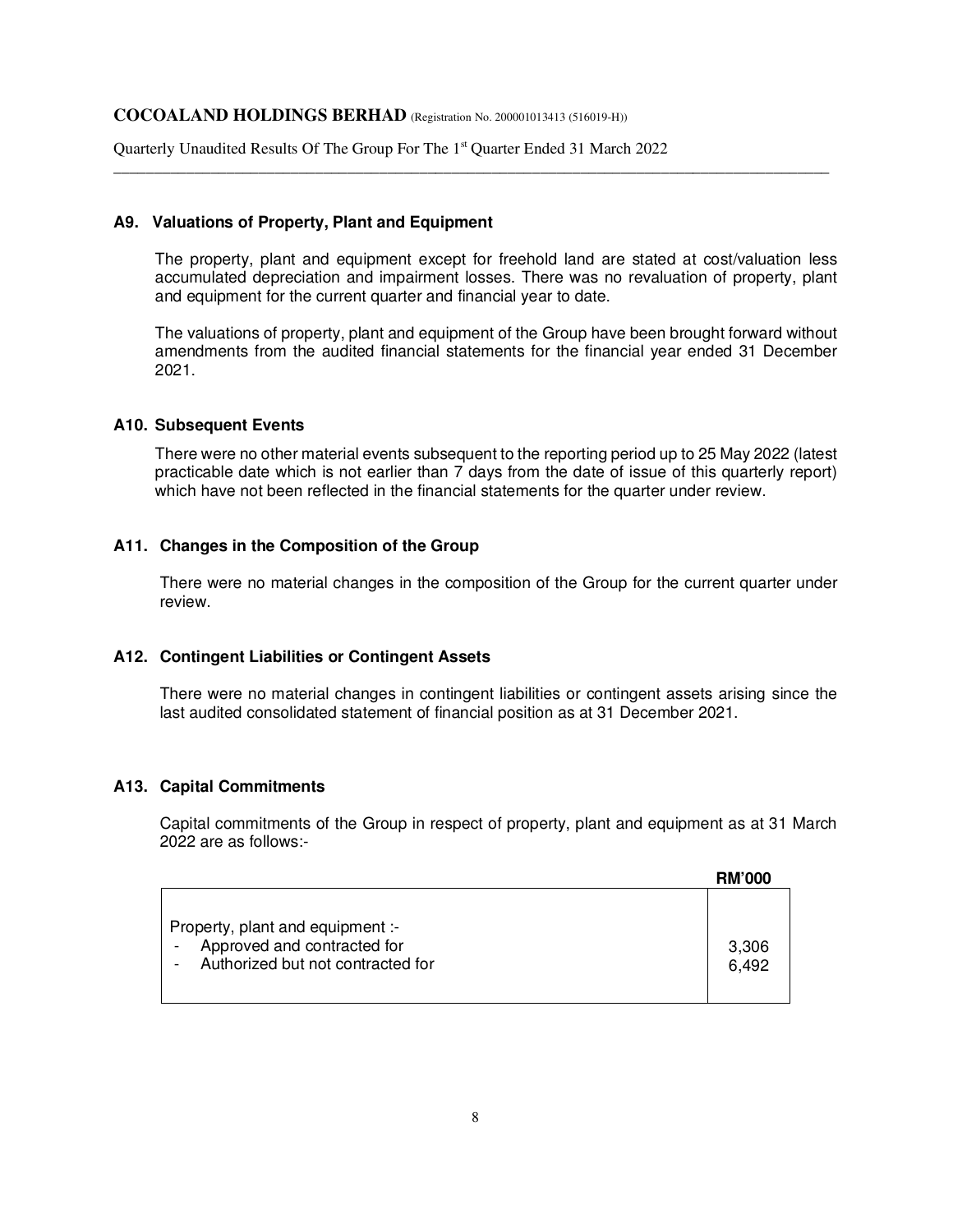### A9. Valuations of Property, Plant and Equipment

The property, plant and equipment except for freehold land are stated at cost/valuation less accumulated depreciation and impairment losses. There was no revaluation of property, plant and equipment for the current quarter and financial year to date.

The valuations of property, plant and equipment of the Group have been brought forward without amendments from the audited financial statements for the financial year ended 31 December 2021.

### A10. Subsequent Events

There were no other material events subsequent to the reporting period up to 25 May 2022 (latest practicable date which is not earlier than 7 days from the date of issue of this quarterly report) which have not been reflected in the financial statements for the quarter under review.

### A11. Changes in the Composition of the Group

There were no material changes in the composition of the Group for the current quarter under review.

### A12. Contingent Liabilities or Contingent Assets

There were no material changes in contingent liabilities or contingent assets arising since the last audited consolidated statement of financial position as at 31 December 2021.

### A13. Capital Commitments

Capital commitments of the Group in respect of property, plant and equipment as at 31 March 2022 are as follows:-

| | RM'000 |
|---|---|
| Property, plant and equipment :- | |
| - Approved and contracted for | 3,306 |
| - Authorized but not contracted for | 6,492 |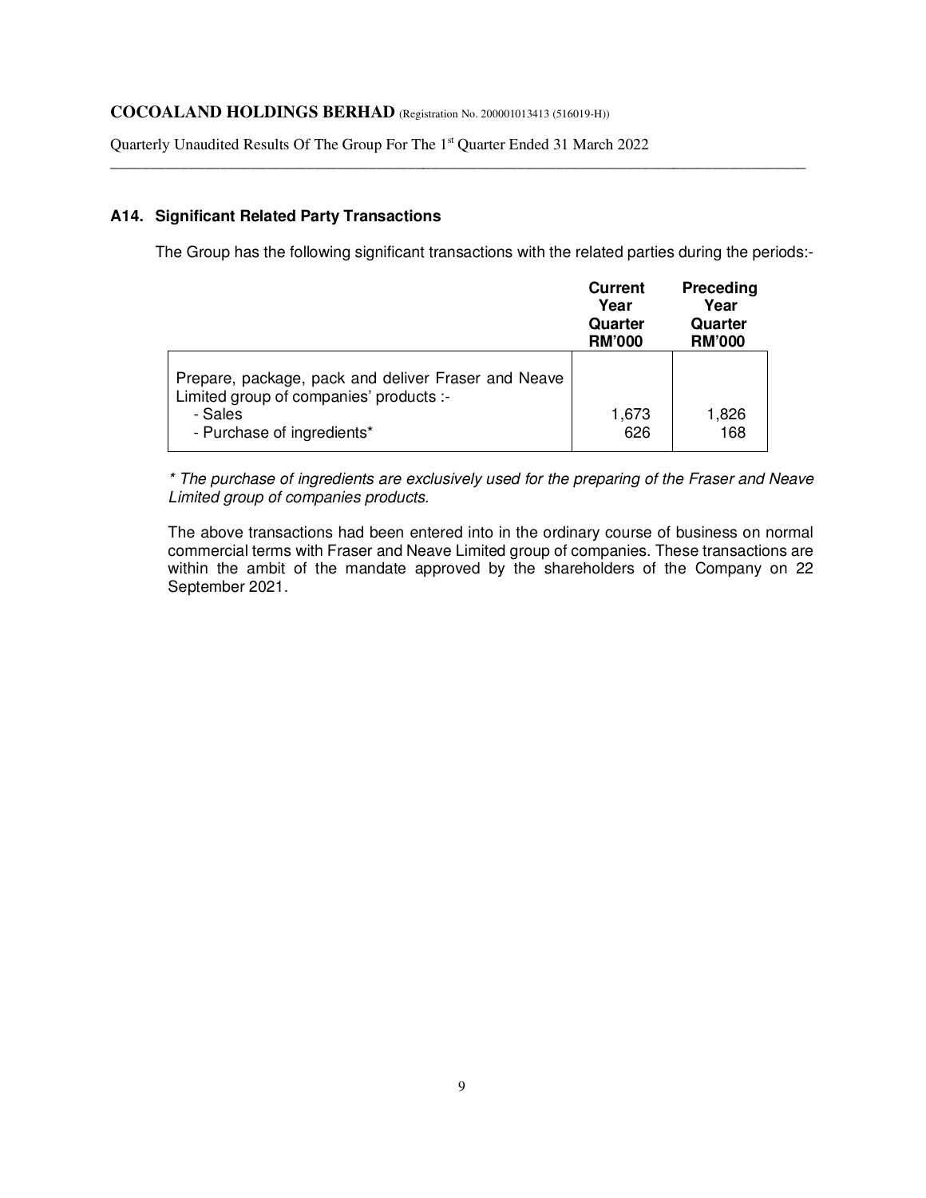## A14. Significant Related Party Transactions

The Group has the following significant transactions with the related parties during the periods:-

| | Current Year Quarter RM'000 | Preceding Year Quarter RM'000 |
|---|---|---|
| Prepare, package, pack and deliver Fraser and Neave Limited group of companies' products :- | | |
| - Sales | 1,673 | 1,826 |
| - Purchase of ingredients* | 626 | 168 |

*\* The purchase of ingredients are exclusively used for the preparing of the Fraser and Neave Limited group of companies products.*

The above transactions had been entered into in the ordinary course of business on normal commercial terms with Fraser and Neave Limited group of companies. These transactions are within the ambit of the mandate approved by the shareholders of the Company on 22 September 2021.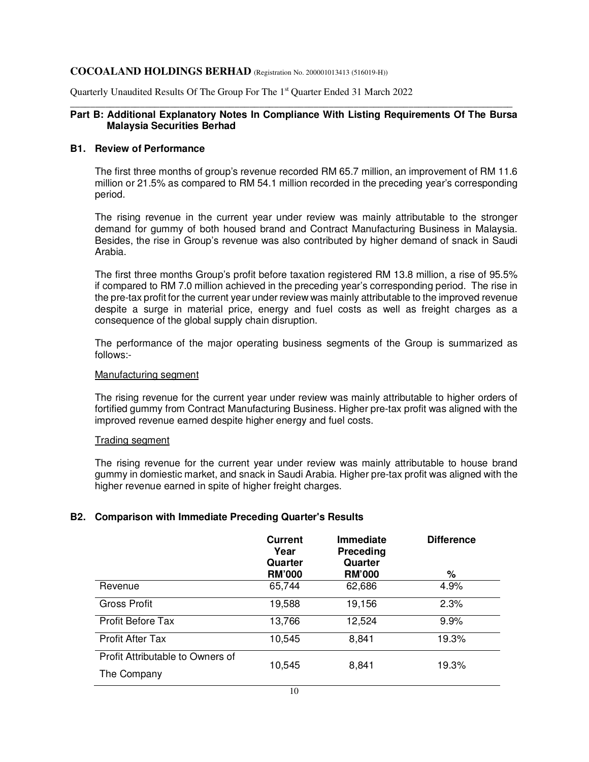# COCOALAND HOLDINGS BERHAD (Registration No. 200001013413 (516019-H))

Quarterly Unaudited Results Of The Group For The 1st Quarter Ended 31 March 2022

## Part B: Additional Explanatory Notes In Compliance With Listing Requirements Of The Bursa Malaysia Securities Berhad

### B1. Review of Performance

The first three months of group's revenue recorded RM 65.7 million, an improvement of RM 11.6 million or 21.5% as compared to RM 54.1 million recorded in the preceding year's corresponding period.

The rising revenue in the current year under review was mainly attributable to the stronger demand for gummy of both housed brand and Contract Manufacturing Business in Malaysia. Besides, the rise in Group's revenue was also contributed by higher demand of snack in Saudi Arabia.

The first three months Group's profit before taxation registered RM 13.8 million, a rise of 95.5% if compared to RM 7.0 million achieved in the preceding year's corresponding period. The rise in the pre-tax profit for the current year under review was mainly attributable to the improved revenue despite a surge in material price, energy and fuel costs as well as freight charges as a consequence of the global supply chain disruption.

The performance of the major operating business segments of the Group is summarized as follows:-

Manufacturing segment

The rising revenue for the current year under review was mainly attributable to higher orders of fortified gummy from Contract Manufacturing Business. Higher pre-tax profit was aligned with the improved revenue earned despite higher energy and fuel costs.

Trading segment

The rising revenue for the current year under review was mainly attributable to house brand gummy in domiestic market, and snack in Saudi Arabia. Higher pre-tax profit was aligned with the higher revenue earned in spite of higher freight charges.

### B2. Comparison with Immediate Preceding Quarter's Results

| | Current Year Quarter RM'000 | Immediate Preceding Quarter RM'000 | Difference % |
|---|---|---|---|
| Revenue | 65,744 | 62,686 | 4.9% |
| Gross Profit | 19,588 | 19,156 | 2.3% |
| Profit Before Tax | 13,766 | 12,524 | 9.9% |
| Profit After Tax | 10,545 | 8,841 | 19.3% |
| Profit Attributable to Owners of The Company | 10,545 | 8,841 | 19.3% |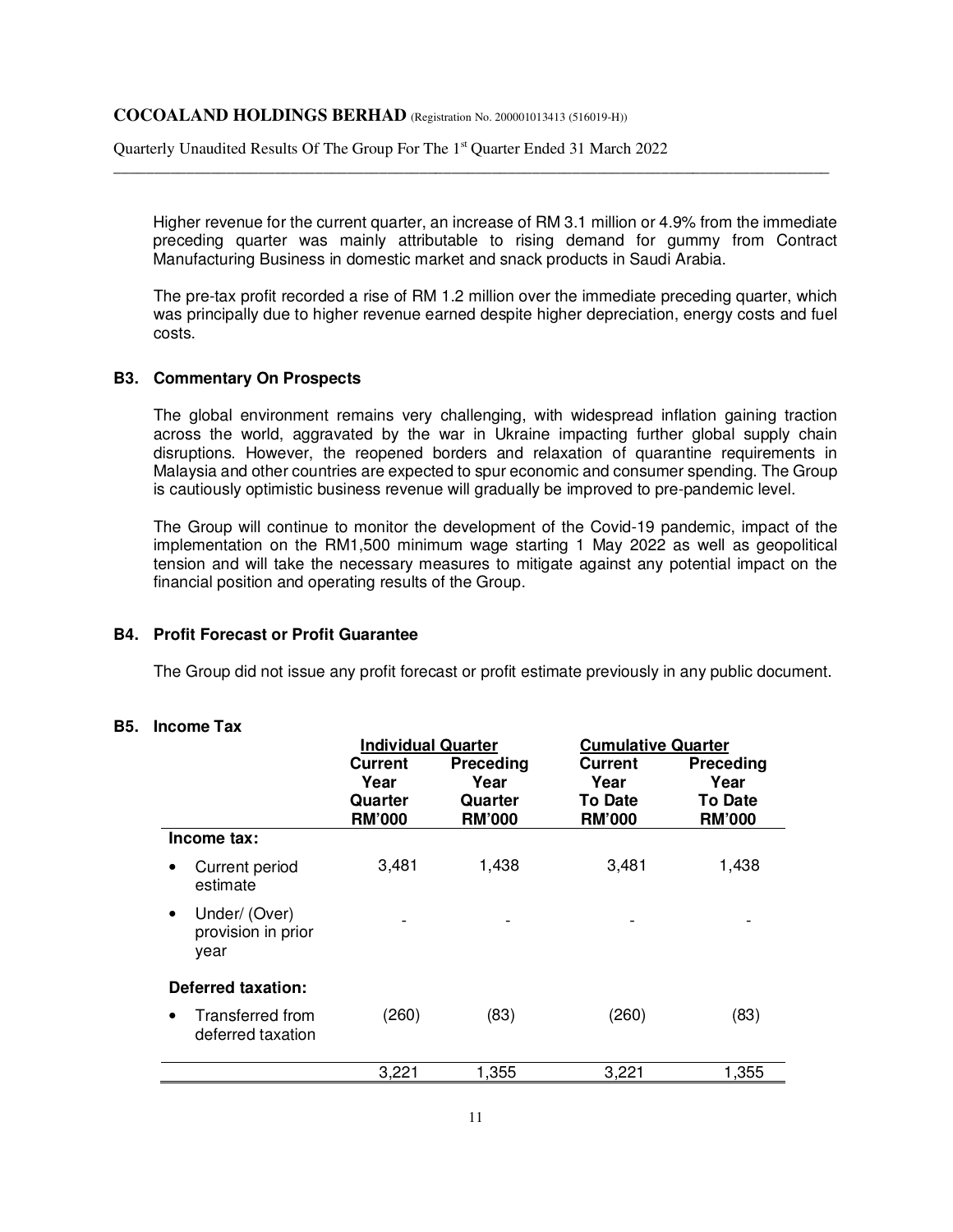Higher revenue for the current quarter, an increase of RM 3.1 million or 4.9% from the immediate preceding quarter was mainly attributable to rising demand for gummy from Contract Manufacturing Business in domestic market and snack products in Saudi Arabia.

The pre-tax profit recorded a rise of RM 1.2 million over the immediate preceding quarter, which was principally due to higher revenue earned despite higher depreciation, energy costs and fuel costs.

## B3. Commentary On Prospects

The global environment remains very challenging, with widespread inflation gaining traction across the world, aggravated by the war in Ukraine impacting further global supply chain disruptions. However, the reopened borders and relaxation of quarantine requirements in Malaysia and other countries are expected to spur economic and consumer spending. The Group is cautiously optimistic business revenue will gradually be improved to pre-pandemic level.

The Group will continue to monitor the development of the Covid-19 pandemic, impact of the implementation on the RM1,500 minimum wage starting 1 May 2022 as well as geopolitical tension and will take the necessary measures to mitigate against any potential impact on the financial position and operating results of the Group.

## B4. Profit Forecast or Profit Guarantee

The Group did not issue any profit forecast or profit estimate previously in any public document.

## B5. Income Tax

| | Individual Quarter | | Cumulative Quarter | |
|---|---|---|---|---|
| | Current Year Quarter RM'000 | Preceding Year Quarter RM'000 | Current Year To Date RM'000 | Preceding Year To Date RM'000 |
| **Income tax:** | | | | |
| • Current period estimate | 3,481 | 1,438 | 3,481 | 1,438 |
| • Under/ (Over) provision in prior year | - | - | - | - |
| **Deferred taxation:** | | | | |
| • Transferred from deferred taxation | (260) | (83) | (260) | (83) |
| | 3,221 | 1,355 | 3,221 | 1,355 |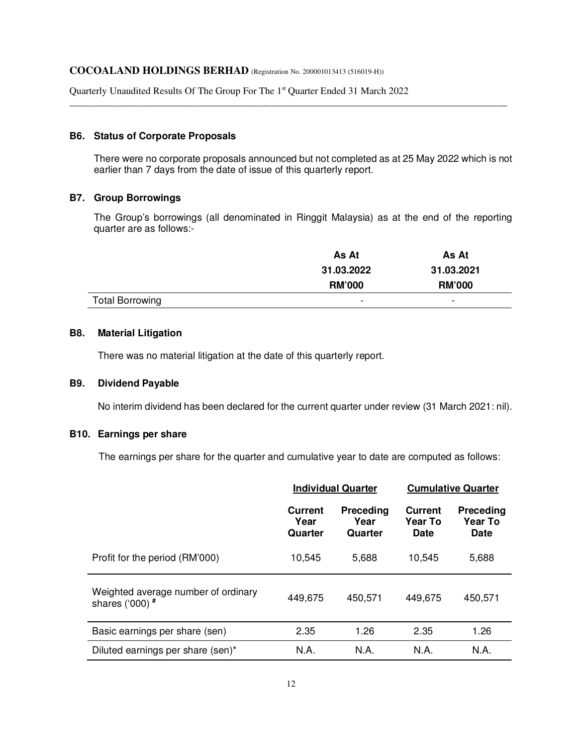### B6. Status of Corporate Proposals

There were no corporate proposals announced but not completed as at 25 May 2022 which is not earlier than 7 days from the date of issue of this quarterly report.

### B7. Group Borrowings

The Group's borrowings (all denominated in Ringgit Malaysia) as at the end of the reporting quarter are as follows:-

| | As At 31.03.2022 RM'000 | As At 31.03.2021 RM'000 |
|---|---|---|
| Total Borrowing | - | - |

### B8. Material Litigation

There was no material litigation at the date of this quarterly report.

### B9. Dividend Payable

No interim dividend has been declared for the current quarter under review (31 March 2021: nil).

### B10. Earnings per share

The earnings per share for the quarter and cumulative year to date are computed as follows:

| | Individual Quarter | | Cumulative Quarter | |
|---|---|---|---|---|
| | Current Year Quarter | Preceding Year Quarter | Current Year To Date | Preceding Year To Date |
| Profit for the period (RM'000) | 10,545 | 5,688 | 10,545 | 5,688 |
| Weighted average number of ordinary shares ('000) # | 449,675 | 450,571 | 449,675 | 450,571 |
| Basic earnings per share (sen) | 2.35 | 1.26 | 2.35 | 1.26 |
| Diluted earnings per share (sen)* | N.A. | N.A. | N.A. | N.A. |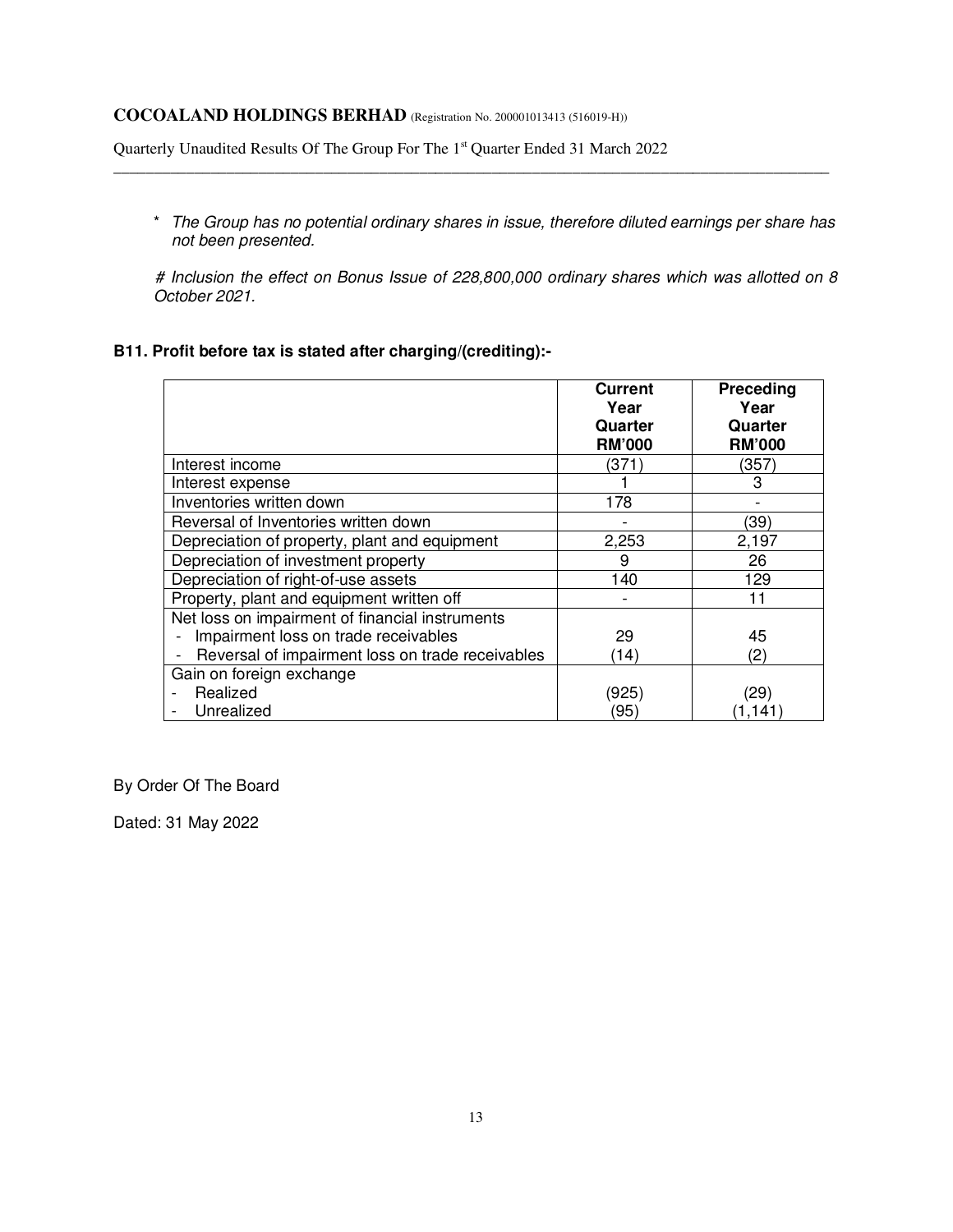\* *The Group has no potential ordinary shares in issue, therefore diluted earnings per share has not been presented.*

*# Inclusion the effect on Bonus Issue of 228,800,000 ordinary shares which was allotted on 8 October 2021.*

**B11. Profit before tax is stated after charging/(crediting):-**

| | **Current Year Quarter RM'000** | **Preceding Year Quarter RM'000** |
|---|---|---|
| Interest income | (371) | (357) |
| Interest expense | 1 | 3 |
| Inventories written down | 178 | - |
| Reversal of Inventories written down | - | (39) |
| Depreciation of property, plant and equipment | 2,253 | 2,197 |
| Depreciation of investment property | 9 | 26 |
| Depreciation of right-of-use assets | 140 | 129 |
| Property, plant and equipment written off | - | 11 |
| Net loss on impairment of financial instruments | | |
| - Impairment loss on trade receivables | 29 | 45 |
| - Reversal of impairment loss on trade receivables | (14) | (2) |
| Gain on foreign exchange | | |
| - Realized | (925) | (29) |
| - Unrealized | (95) | (1,141) |

By Order Of The Board

Dated: 31 May 2022